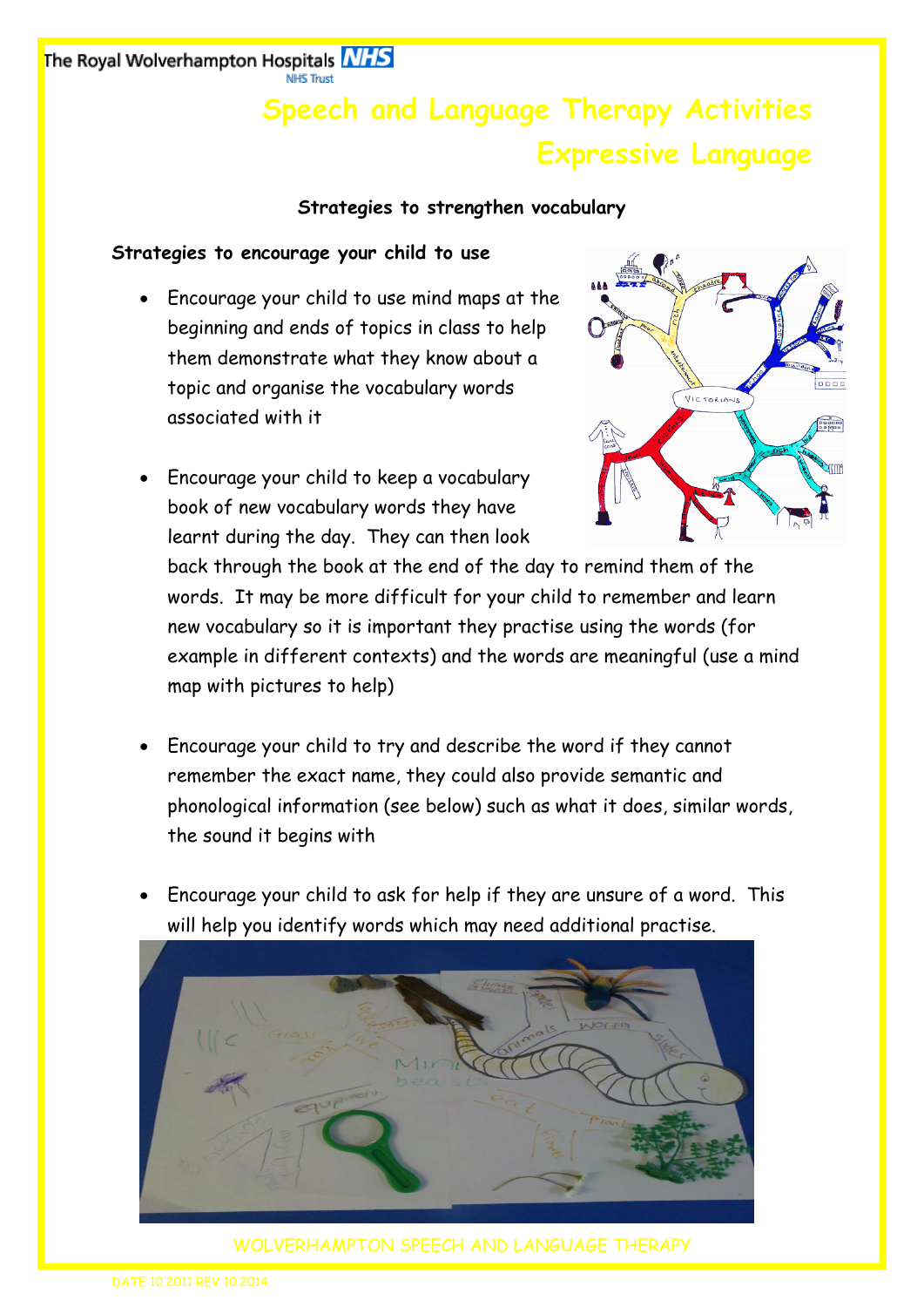The Royal Wolverhampton Hospitals NHS Trust

# Speech and Language Therapy Activities
# Expressive Language

## Strategies to strengthen vocabulary

### Strategies to encourage your child to use

- Encourage your child to use mind maps at the beginning and ends of topics in class to help them demonstrate what they know about a topic and organise the vocabulary words associated with it

- Encourage your child to keep a vocabulary book of new vocabulary words they have learnt during the day. They can then look back through the book at the end of the day to remind them of the words. It may be more difficult for your child to remember and learn new vocabulary so it is important they practise using the words (for example in different contexts) and the words are meaningful (use a mind map with pictures to help)

- Encourage your child to try and describe the word if they cannot remember the exact name, they could also provide semantic and phonological information (see below) such as what it does, similar words, the sound it begins with

- Encourage your child to ask for help if they are unsure of a word. This will help you identify words which may need additional practise.

WOLVERHAMPTON SPEECH AND LANGUAGE THERAPY

DATE 10.2011 REV 10.2014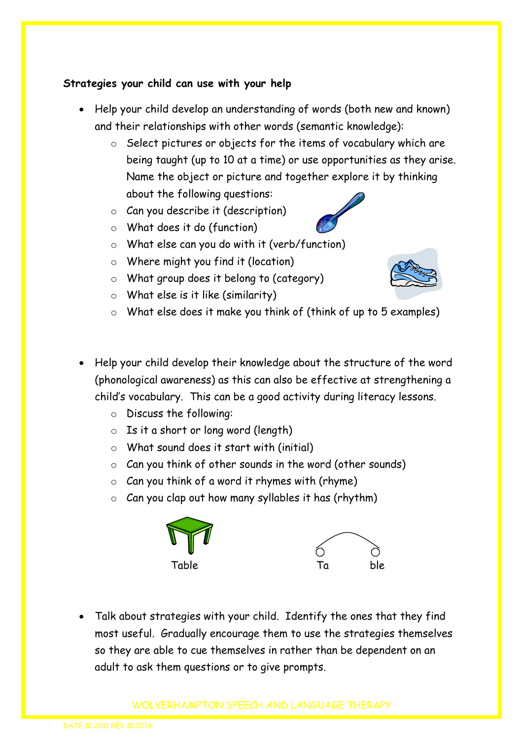**Strategies your child can use with your help**

- Help your child develop an understanding of words (both new and known) and their relationships with other words (semantic knowledge):
    - Select pictures or objects for the items of vocabulary which are being taught (up to 10 at a time) or use opportunities as they arise. Name the object or picture and together explore it by thinking about the following questions:
    - Can you describe it (description)
    - What does it do (function)
    - What else can you do with it (verb/function)
    - Where might you find it (location)
    - What group does it belong to (category)
    - What else is it like (similarity)
    - What else does it make you think of (think of up to 5 examples)

- Help your child develop their knowledge about the structure of the word (phonological awareness) as this can also be effective at strengthening a child's vocabulary. This can be a good activity during literacy lessons.
    - Discuss the following:
    - Is it a short or long word (length)
    - What sound does it start with (initial)
    - Can you think of other sounds in the word (other sounds)
    - Can you think of a word it rhymes with (rhyme)
    - Can you clap out how many syllables it has (rhythm)

Table

Ta ble

- Talk about strategies with your child. Identify the ones that they find most useful. Gradually encourage them to use the strategies themselves so they are able to cue themselves in rather than be dependent on an adult to ask them questions or to give prompts.

WOLVERHAMPTON SPEECH AND LANGUAGE THERAPY

DATE 10.2011 REV 10.2014